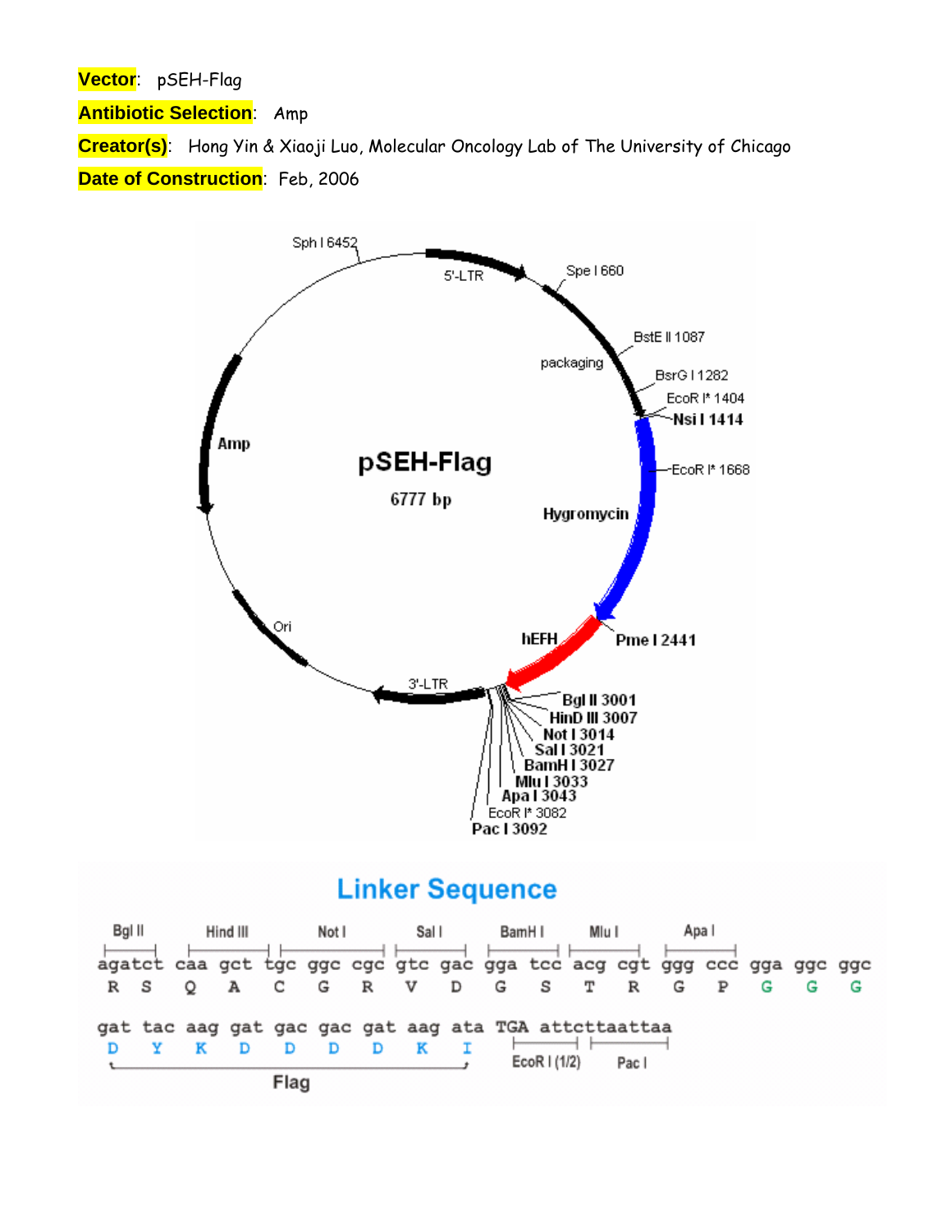**Vector**: pSEH-Flag

**Antibiotic Selection**: Amp

**Creator(s)**: Hong Yin & Xiaoji Luo, Molecular Oncology Lab of The University of Chicago

**Date of Construction**: Feb, 2006

pSEH-Flag
6777 bp

Sph I 6452
5'-LTR
Spe I 660
packaging
BstE II 1087
BsrG I 1282
EcoR I* 1404
Nsi I 1414
EcoR I* 1668
Hygromycin
Amp
Ori
hEFH
Pme I 2441
3'-LTR
Bgl II 3001
HinD III 3007
Not I 3014
Sal I 3021
BamH I 3027
Mlu I 3033
Apa I 3043
EcoR I* 3082
Pac I 3092

## Linker Sequence

```
Bgl II  Hind III   Not I       Sal I     BamH I   Mlu I    Apa I
agatct caa gct tgc ggc cgc gtc gac gga tcc acg cgt ggg ccc gga ggc ggc
R  S   Q   A   C   G   R   V   D   G   S   T   R   G   P   G   G   G

gat tac aag gat gac gac gat aag ata TGA attcttaattaa
D   Y   K   D   D   D   D   K   I       EcoR I (1/2)  Pac I
|---------------Flag---------------|
```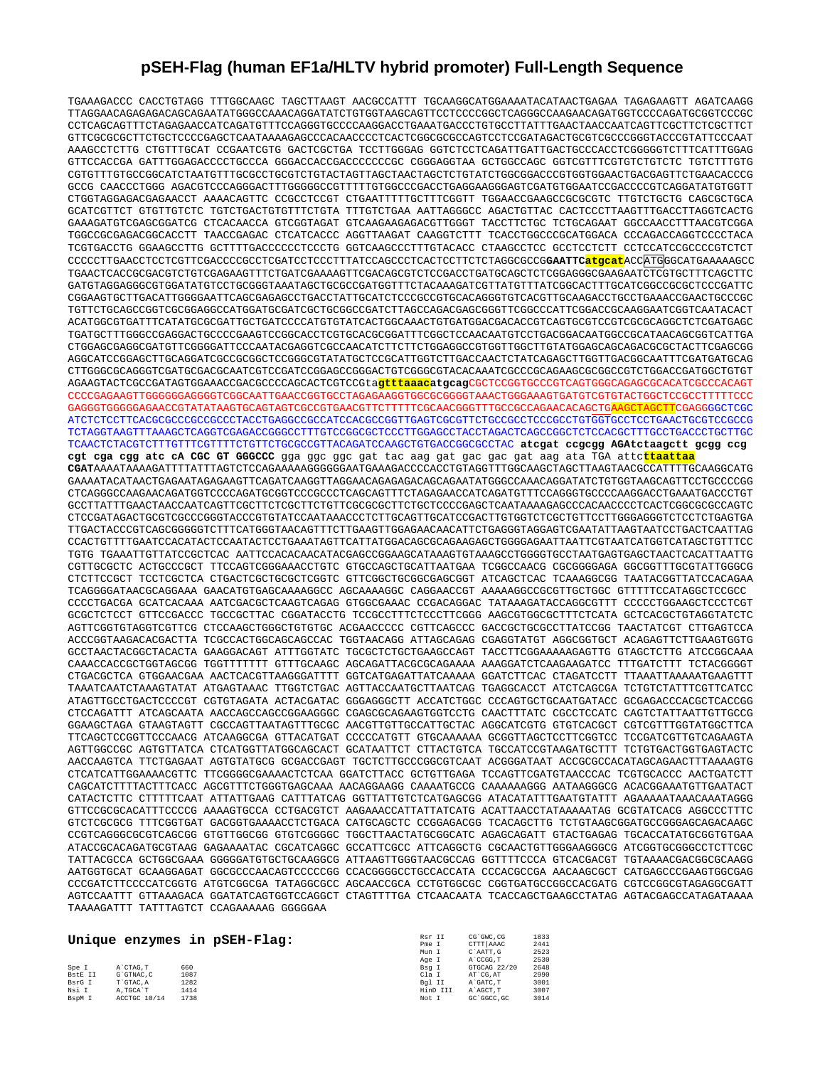# pSEH-Flag (human EF1a/HLTV hybrid promoter) Full-Length Sequence

```
TGAAAGACCC CACCTGTAGG TTTGGCAAGC TAGCTTAAGT AACGCCATTT TGCAAGGCATGGAAAAATACATAACTGAGAA TAGAGAAGTT AGATCAAGG
TTAGGAACAGAGAGACAGCAGAATATGGGCCAAACAGGATATCTGTGGTAAGCAGTTCCTCCCCGGCTCAGGGCCAAGAACAGATGGTCCCCAGATGCGGTCCCGC
CCTCAGCAGTTTCTAGAGAACCATCAGATGTTTCCAGGGTGCCCCAAGGACCTGAAATGACCCTGTGCCTTATTTGAACTAACCAATCAGTTCGCTTCTCGCTTCT
GTTCGCGCGCTTCTGCTCCCCGAGCTCAATAAAAGAGCCCACAACCCCTCACTCGGCGCGCCAGTCCTCCGATAGACTGCGTCGCCCGGGTACCCGTATTCCCAAT
AAAGCCTCTTG CTGTTTGCAT CCGAATCGTG GACTCGCTGA TCCTTGGGAG GGTCTCCTCAGATTGATTGACTGCCCACCTCGGGGGTCTTTCATTTGGAG
GTTCCACCGA GATTTGGAGACCCCTGCCCA GGGACCACCGACCCCCCCGC CGGGAGGTAA GCTGGCCAGC GGTCGTTTCGTGTCTGTCTC TGTCTTTGTG
CGTGTTTGTGCCGGCATCTAATGTTTGCGCCTGCGTCTGTACTAGTTAGCTAACTAGCTCTGTATCTGGCGGACCCGTGGTGGAACTGACGAGTTCTGAACACCCG
GCCG CAACCCTGGG AGACGTCCCAGGGACTTTGGGGGCCGTTTTTGTGGCCCGACCTGAGGAAGGGAGTCGATGTGGAATCCGACCCCGTCAGGATATGTGGTT
CTGGTAGGAGACGAGAACCT AAAACAGTTC CCGCCTCCGT CTGAATTTTTGCTTTCGGTT TGGAACCGAAGCCGCGCGTC TTGTCTGCTG CAGCGCTGCA
GCATCGTTCT GTGTTGTCTC TGTCTGACTGTGTTTCTGTA TTTGTCTGAA AATTAGGGCC AGACTGTTAC CACTCCCTTAAGTTTGACCTTAGGTCACTG
GAAAGATGTCGAGCGGATCG CTCACAACCA GTCGGTAGAT GTCAAGAAGAGACGTTGGGT TACCTTCTGC TCTGCAGAAT GGCCAACCTTTAACGTCGGA
TGGCCGCGAGACGGCACCTT TAACCGAGAC CTCATCACCC AGGTTAAGAT CAAGGTCTTT TCACCTGGCCCGCATGGACA CCCAGACCAGGTCCCCTACA
TCGTGACCTG GGAAGCCTTG GCTTTTGACCCCCCTCCCTG GGTCAAGCCCTTTGTACACC CTAAGCCTCC GCCTCCTCTT CCTCCATCCGCCCCGTCTCT
CCCCCTTGAACCTCCTCGTTCGACCCCGCCTCGATCCTCCCTTTATCCAGCCCTCACTCCTTCTCTAGGCGCCGGAATTCatgcatACCATGGGCATGAAAAAGCC
TGAACTCACCGCGACGTCTGTCGAGAAGTTTCTGATCGAAAAGTTCGACAGCGTCTCCGACCTGATGCAGCTCTCGGAGGGCGAAGAATCTCGTGCTTTCAGCTTC
GATGTAGGAGGGCGTGGATATGTCCTGCGGGTAAATAGCTGCGCCGATGGTTTCTACAAAGATCGTTATGTTTATCGGCACTTTGCATCGGCCGCGCTCCCGATTC
CGGAAGTGCTTGACATTGGGGAATTCAGCGAGAGCCTGACCTATTGCATCTCCCGCCGTGCACAGGGTGTCACGTTGCAAGACCTGCCTGAAACCGAACTGCCCGC
TGTTCTGCAGCCGGTCGCGGAGGCCATGGATGCGATCGCTGCGGCCGATCTTAGCCAGACGAGCGGGTTCGGCCCATTCGGACCGCAAGGAATCGGTCAATACACT
ACATGGCGTGATTTCATATGCGCGATTGCTGATCCCCATGTGTATCACTGGCAAACTGTGATGGACGACACCGTCAGTGCGTCCGTCGCGCAGGCTCTCGATGAGC
TGATGCTTTGGGCCGAGGACTGCCCCGAAGTCCGGCACCTCGTGCACGCGGATTTCGGCTCCAACAATGTCCTGACGGACAATGGCCGCATAACAGCGGTCATTGA
CTGGAGCGAGGCGATGTTCGGGGATTCCCAATACGAGGTCGCCAACATCTTCTTCTGGAGGCCGTGGTTGGCTTGTATGGAGCAGCAGACGCGCTACTTCGAGCGG
AGGCATCCGGAGCTTGCAGGATCGCCGCGGCTCCGGGCGTATATGCTCCGCATTGGTCTTGACCAACTCTATCAGAGCTTGGTTGACGGCAATTTCGATGATGCAG
CTTGGGCGCAGGGTCGATGCGACGCAATCGTCCGATCCGGAGCCGGGACTGTCGGGCGTACACAAATCGCCCGCAGAAGCGCGGCCGTCTGGACCGATGGCTGTGT
AGAAGTACTCGCCGATAGTGGAAACCGACGCCCCAGCACTCGTCCGtagCGCTCCGGTGCCCGTCAGTGGGCAGAGCGCACATCGCCCACAGT
CCCCGAGAAGTTGGGGGGAGGGGTCGGCAATTGAACCGGTGCCTAGAGAAGGTGGCGCGGGGTAAACTGGGAAAGTGATGTCGTGTACTGGCTCCGCCTTTTTCCC
GAGGGTGGGGGAGAACCGTATATAAGTGCAGTAGTCGCCGTGAACGTTCTTTTTCGCAACGGGTTTGCCGCCAGAACACAGCTGAAGCTAGCTTCGAGGGGCTCGC
ATCTCTCCTTCACGCGCCCGCCGCCCTACCTGAGGCCGCCATCCACGCCGGTTGAGTCGCGTTCTGCCGCCTCCCGCCTGTGGTGCCTCCTGAACTGCGTCCGCCG
TCTAGGTAAGTTTAAAGCTCAGGTCGAGACCGGGCCTTTGTCCGGCGCTCCCTTGGAGCCTACCTAGACTCAGCCGGCTCTCCACGCTTTGCCTGACCCTGCTTGC
TCAACTCTACGTCTTTGTTTCGTTTTCTGTTCTGCGCCGTTACAGATCCAAGCTGTGACCGGCGCCTAC atcgat ccgcgg AGAtcaagctt gcgg ccg
cgt cga cgg atc cA CGC GT GGGCCC gga ggc ggc gat tac aag gat gac gac gat aag ata TGA attcttaattaa
CGATAAAATAAAAGATTTTATTTAGTCTCCAGAAAAAGGGGGGAATGAAAGACCCCACCTGTAGGTTTGGCAAGCTAGCTTAAGTAACGCCATTTTGCAAGGCATG
GAAAATACATAACTGAGAATAGAGAAGTTCAGATCAAGGTTAGGAACAGAGAGACAGCAGAATATGGGCCAAACAGGATATCTGTGGTAAGCAGTTCCTGCCCCGG
CTCAGGGCCAAGAACAGATGGTCCCCAGATGCGGTCCCGCCCTCAGCAGTTTCTAGAGAACCATCAGATGTTTCCAGGGTGCCCCAAGGACCTGAAATGACCCTGT
GCCTTATTTGAACTAACCAATCAGTTCGCTTCTCGCTTCTGTTCGCGCGCTTCTGCTCCCCGAGCTCAATAAAAGAGCCCACAACCCCTCACTCGGCGCGCCAGTC
CTCCGATAGACTGCGTCGCCCGGGTACCCGTGTATCCAATAAACCCTCTTGCAGTTGCATCCGACTTGTGGTCTCGCTGTTCCTTGGGAGGGTCTCCTCTGAGTGA
TTGACTACCCGTCAGCGGGGGTCTTTCATGGGTAACAGTTTCTTGAAGTTGGAGAACAACATTCTGAGGGTAGGAGTCGAATATTAAGTAATCCTGACTCAATTAG
CCACTGTTTTGAATCCACATACTCCAATACTCCTGAAATAGTTCATTATGGACAGCGCAGAAGAGCTGGGGAGAATTAATTCGTAATCATGGTCATAGCTGTTTCC
TGTG TGAAATTGTTATCCGCTCAC AATTCCACACAACATACGAGCCGGAAGCATAAAGTGTAAAGCCTGGGGTGCCTAATGAGTGAGCTAACTCACATTAATTG
CGTTGCGCTC ACTGCCCGCT TTCCAGTCGGGAAACCTGTC GTGCCAGCTGCATTAATGAA TCGGCCAACG CGCGGGGAGA GGCGGTTTGCGTATTGGGCG
CTCTTCCGCT TCCTCGCTCA CTGACTCGCTGCGCTCGGTC GTTCGGCTGCGGCGAGCGGT ATCAGCTCAC TCAAAGGCGG TAATACGGTTATCCACAGAA
TCAGGGGATAACGCAGGAAA GAACATGTGAGCAAAAGGCC AGCAAAAGGC CAGGAACCGT AAAAAGGCCGCGTTGCTGGC GTTTTTCCATAGGCTCCGCC
CCCCTGACGA GCATCACAAA AATCGACGCTCAAGTCAGAG GTGGCGAAAC CCGACAGGAC TATAAAGATACCAGGCGTTT CCCCCTGGAAGCTCCCTCGT
GCGCTCTCCT GTTCCGACCC TGCCGCTTAC CGGATACCTG TCCGCCTTTCTCCCTTCGGG AAGCGTGGCGCTTTCTCATA GCTCACGCTGTAGGTATCTC
AGTTCGGTGTAGGTCGTTCG CTCCAAGCTGGGCTGTGTGC ACGAACCCCC CGTTCAGCCC GACCGCTGCGCCTTATCCGG TAACTATCGT CTTGAGTCCA
ACCCGGTAAGACACGACTTA TCGCCACTGGCAGCAGCCAC TGGTAACAGG ATTAGCAGAG CGAGGTATGT AGGCGGTGCT ACAGAGTTCTTGAAGTGGTG
GCCTAACTACGGCTACACTA GAAGGACAGT ATTTGGTATC TGCGCTCTGCTGAAGCCAGT TACCTTCGGAAAAAGAGTTG GTAGCTCTTG ATCCGGCAAA
CAAACCACCGCTGGTAGCGG TGGTTTTTTT GTTTGCAAGC AGCAGATTACGCGCAGAAAA AAAGGATCTCAAGAAGATCC TTTGATCTTT TCTACGGGGT
CTGACGCTCA GTGGAACGAA AACTCACGTTAAGGGATTTT GGTCATGAGATTATCAAAAA GGATCTTCAC CTAGATCCTT TTAAATTAAAAATGAAGTTT
TAAATCAATCTAAAGTATAT ATGAGTAAAC TTGGTCTGAC AGTTACCAATGCTTAATCAG TGAGGCACCT ATCTCAGCGA TCTGTCTATTTCGTTCATCC
ATAGTTGCCTGACTCCCCGT CGTGTAGATA ACTACGATAC GGGAGGGCTT ACCATCTGGC CCCAGTGCTGCAATGATACC GCGAGACCCACGCTCACCGG
CTCCAGATTT ATCAGCAATA AACCAGCCAGCCGGAAGGGC CGAGCGCAGAAGTGGTCCTG CAACTTTATC CGCCTCCATC CAGTCTATTAATTGTTGCCG
GGAAGCTAGA GTAAGTAGTT CGCCAGTTAATAGTTTGCGC AACGTTGTTGCCATTGCTAC AGGCATCGTG GTGTCACGCT CGTCGTTTGGTATGGCTTCA
TTCAGCTCCGGTTCCCAACG ATCAAGGCGA GTTACATGAT CCCCCATGTT GTGCAAAAAA GCGGTTAGCTCCTTCGGTCC TCCGATCGTTGTCAGAAGTA
AGTTGGCCGC AGTGTTATCA CTCATGGTTATGGCAGCACT GCATAATTCT CTTACTGTCA TGCCATCCGTAAGATGCTTT TCTGTGACTGGTGAGTACTC
AACCAAGTCA TTCTGAGAAT AGTGTATGCG GCGACCGAGT TGCTCTTGCCCGGCGTCAAT ACGGGATAAT ACCGCGCCACATAGCAGAACTTTAAAAGTG
CTCATCATTGGAAAACGTTC TTCGGGGCGAAAACTCTCAA GGATCTTACC GCTGTTGAGA TCCAGTTCGATGTAACCCAC TCGTGCACCC AACTGATCTT
CAGCATCTTTTACTTTCACC AGCGTTTCTGGGTGAGCAAA AACAGGAAGG CAAAATGCCG CAAAAAAGGG AATAAGGGCG ACACGGAAATGTTGAATACT
CATACTCTTC CTTTTTCAAT ATTATTGAAG CATTTATCAG GGTTATTGTCTCATGAGCGG ATACATATTTGAATGTATTT AGAAAAATAAACAAATAGGG
GTTCCGCGCACATTTCCCCG AAAAGTGCCA CCTGACGTCT AAGAAACCATTATTATCATG ACATTAACCTATAAAAATAG GCGTATCACG AGGCCCTTTC
GTCTCGCGCG TTTCGGTGAT GACGGTGAAAACCTCTGACA CATGCAGCTC CCGGAGACGG TCACAGCTTG TCTGTAAGCGGATGCCGGGAGCAGACAAGC
CCGTCAGGGCGCGTCAGCGG GTGTTGGCGG GTGTCGGGGC TGGCTTAACTATGCGGCATC AGAGCAGATT GTACTGAGAG TGCACCATATGCGGTGTGAA
ATACCGCACAGATGCGTAAG GAGAAAATAC CGCATCAGGC GCCATTCGCC ATTCAGGCTG CGCAACTGTTGGGAAGGGCG ATCGGTGCGGGCCTCTTCGC
TATTACGCCA GCTGGCGAAA GGGGGATGTGCTGCAAGGCG ATTAAGTTGGGTAACGCCAG GGTTTTCCCA GTCACGACGT TGTAAAACGACGGCGCAAGG
AATGGTGCAT GCAAGGAGAT GGCGCCCAACAGTCCCCCGG CCACGGGGCCTGCCACCATA CCCACGCCGA AACAAGCGCT CATGAGCCCGAAGTGGCGAG
CCCGATCTTCCCCATCGGTG ATGTCGGCGA TATAGGCGCC AGCAACCGCA CCTGTGGCGC CGGTGATGCCGGCCACGATG CGTCCGGCGTAGAGGCGATT
AGTCCAATTT GTTAAAGACA GGATATCAGTGGTCCAGGCT CTAGTTTTGA CTCAACAATA TCACCAGCTGAAGCCTATAG AGTACGAGCCATAGATAAAA
TAAAAGATTT TATTTAGTCT CCAGAAAAAG GGGGGAA
```

## Unique enzymes in pSEH-Flag:

| Enzyme | Site | Position |
|---|---|---|
| Spe I | A`CTAG,T | 660 |
| BstE II | G`GTNAC,C | 1087 |
| BsrG I | T`GTAC,A | 1282 |
| Nsi I | A,TGCA`T | 1414 |
| BspM I | ACCTGC 10/14 | 1738 |
| Rsr II | CG`GWC,CG | 1833 |
| Pme I | CTTT\|AAAC | 2441 |
| Mun I | C`AATT,G | 2523 |
| Age I | A`CCGG,T | 2530 |
| Bsg I | GTGCAG 22/20 | 2648 |
| Cla I | AT`CG,AT | 2990 |
| Bgl II | A`GATC,T | 3001 |
| HinD III | A`AGCT,T | 3007 |
| Not I | GC`GGCC,GC | 3014 |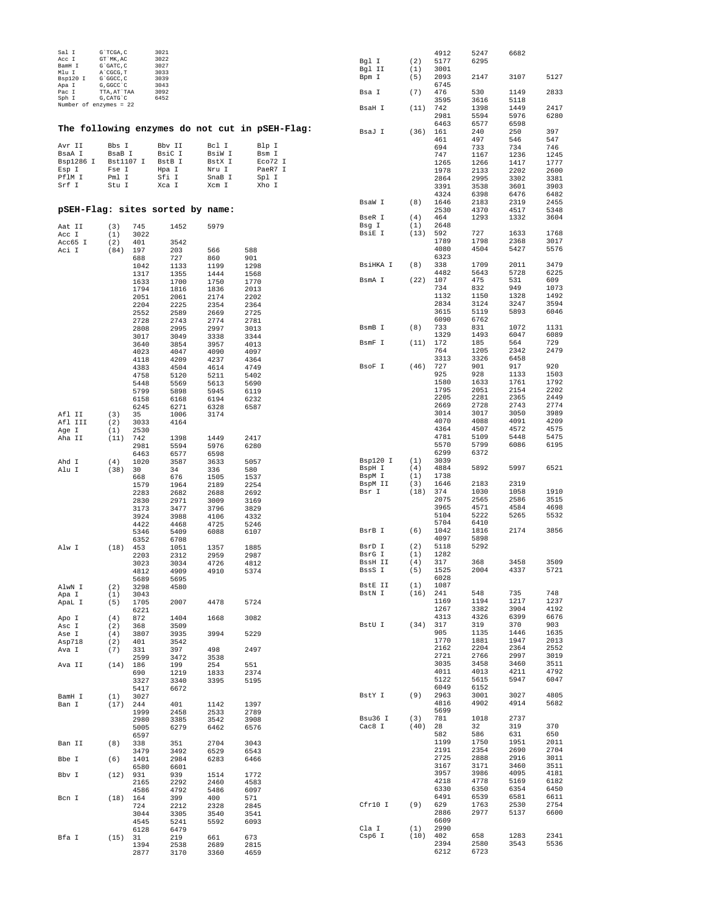```
Sal I      G`TCGA,C       3021
Acc I      GT`MK,AC       3022
BamH I     G`GATC,C       3027
Mlu I      A`CGCG,T       3033
Bsp120 I   G`GGCC,C       3039
Apa I      G,GGCC`C       3043
Pac I      TTA,AT`TAA     3092
Sph I      G,CATG`C       6452
Number of enzymes = 22
```

## The following enzymes do not cut in pSEH-Flag:

```
Avr II     Bbs I      Bbv II     Bcl I      Blp I
BsaA I     BsaB I     BsiC I     BsiW I     Bsm I
Bsp1286 I  Bst1107 I  BstB I     BstX I     Eco72 I
Esp I      Fse I      Hpa I      Nru I      PaeR7 I
PflM I     Pml I      Sfi I      SnaB I     Spl I
Srf I      Stu I      Xca I      Xcm I      Xho I
```

## pSEH-Flag: sites sorted by name:

```
Aat II     (3)   745    1452   5979
Acc I      (1)   3022
Acc65 I    (2)   401    3542
Aci I      (84)  197    203    566    588
                 688    727    860    901
                 1042   1133   1199   1298
                 1317   1355   1444   1568
                 1633   1700   1750   1770
                 1794   1816   1836   2013
                 2051   2061   2174   2202
                 2204   2225   2354   2364
                 2552   2589   2669   2725
                 2728   2743   2774   2781
                 2808   2995   2997   3013
                 3017   3049   3338   3344
                 3640   3854   3957   4013
                 4023   4047   4090   4097
                 4118   4209   4237   4364
                 4383   4504   4614   4749
                 4758   5120   5211   5402
                 5448   5569   5613   5690
                 5799   5898   5945   6119
                 6158   6168   6194   6232
                 6245   6271   6328   6587
Afl II     (3)   35     1006   3174
Afl III    (2)   3033   4164
Age I      (1)   2530
Aha II     (11)  742    1398   1449   2417
                 2981   5594   5976   6280
                 6463   6577   6598
Ahd I      (4)   1020   3587   3633   5057
Alu I      (38)  30     34     336    580
                 668    676    1505   1537
                 1579   1964   2189   2254
                 2283   2682   2688   2692
                 2830   2971   3009   3169
                 3173   3477   3796   3829
                 3924   3988   4106   4332
                 4422   4468   4725   5246
                 5346   5409   6088   6107
                 6352   6708
Alw I      (18)  453    1051   1357   1885
                 2203   2312   2959   2987
                 3023   3034   4726   4812
                 4812   4909   4910   5374
                 5689   5695
AlwN I     (2)   3298   4580
Apa I      (1)   3043
ApaL I     (5)   1705   2007   4478   5724
                 6221
Apo I      (4)   872    1404   1668   3082
Asc I      (2)   368    3509
Ase I      (4)   3807   3935   3994   5229
Asp718     (2)   401    3542
Ava I      (7)   331    397    498    2497
                 2599   3472   3538
Ava II     (14)  186    199    254    551
                 690    1219   1833   2374
                 3327   3340   3395   5195
                 5417   6672
BamH I     (1)   3027
Ban I      (17)  244    401    1142   1397
                 1999   2458   2533   2789
                 2980   3385   3542   3908
                 5005   6279   6462   6576
                 6597
Ban II     (8)   338    351    2704   3043
                 3479   3492   6529   6543
Bbe I      (6)   1401   2984   6283   6466
                 6580   6601
Bbv I      (12)  931    939    1514   1772
                 2165   2292   2460   4583
                 4586   4792   5486   6097
Bcn I      (18)  164    399    400    571
                 724    2212   2328   2845
                 3044   3305   3540   3541
                 4545   5241   5592   6093
                 6128   6479
Bfa I      (15)  31     219    661    673
                 1394   2538   2689   2815
                 2877   3170   3360   4659
                 4912   5247   6682
Bgl I      (2)   5177   6295
Bgl II     (1)   3001
Bpm I      (5)   2093   2147   3107   5127
                 6745
Bsa I      (7)   476    530    1149   2833
                 3595   3616   5118
BsaH I     (11)  742    1398   1449   2417
                 2981   5594   5976   6280
                 6463   6577   6598
BsaJ I     (36)  161    240    250    397
                 461    497    546    547
                 694    733    734    746
                 747    1167   1236   1245
                 1265   1266   1417   1777
                 1978   2133   2202   2600
                 2864   2995   3302   3381
                 3391   3538   3601   3903
                 4324   6398   6476   6482
BsaW I     (8)   1646   2183   2319   2455
                 2530   4370   4517   5348
BseR I     (4)   464    1293   1332   3604
Bsg I      (1)   2648
BsiE I     (13)  592    727    1633   1768
                 1789   1798   2368   3017
                 4080   4504   5427   5576
                 6323
BsiHKA I   (8)   338    1709   2011   3479
                 4482   5643   5728   6225
BsmA I     (22)  107    475    531    609
                 734    832    949    1073
                 1132   1150   1328   1492
                 2834   3124   3247   3594
                 3615   5119   5893   6046
                 6090   6762
BsmB I     (8)   733    831    1072   1131
                 1329   1493   6047   6089
BsmF I     (11)  172    185    564    729
                 764    1205   2342   2479
                 3313   3326   6458
BsoF I     (46)  727    901    917    920
                 925    928    1133   1503
                 1580   1633   1761   1792
                 1795   2051   2154   2202
                 2205   2281   2365   2449
                 2669   2728   2743   2774
                 3014   3017   3050   3989
                 4070   4088   4091   4209
                 4364   4507   4572   4575
                 4781   5109   5448   5475
                 5570   5799   6086   6195
                 6299   6372
Bsp120 I   (1)   3039
BspH I     (4)   4884   5892   5997   6521
BspM I     (1)   1738
BspM II    (3)   1646   2183   2319
Bsr I      (18)  374    1030   1058   1910
                 2075   2565   2586   3515
                 3965   4571   4584   4698
                 5104   5222   5265   5532
                 5704   6410
BsrB I     (6)   1042   1816   2174   3856
                 4097   5898
BsrD I     (2)   5118   5292
BsrG I     (1)   1282
BssH II    (4)   317    368    3458   3509
BssS I     (5)   1525   2004   4337   5721
                 6028
BstE II    (1)   1087
BstN I     (16)  241    548    735    748
                 1169   1194   1217   1237
                 1267   3382   3904   4192
                 4313   4326   6399   6676
BstU I     (34)  317    319    370    903
                 905    1135   1446   1635
                 1770   1881   1947   2013
                 2162   2204   2364   2552
                 2721   2766   2997   3019
                 3035   3458   3460   3511
                 4011   4013   4211   4792
                 5122   5615   5947   6047
                 6049   6152
BstY I     (9)   2963   3001   3027   4805
                 4816   4902   4914   5682
                 5699
Bsu36 I    (3)   781    1018   2737
Cac8 I     (40)  28     32     319    370
                 582    586    631    650
                 1199   1750   1951   2011
                 2191   2354   2690   2704
                 2725   2888   2916   3011
                 3167   3171   3460   3511
                 3957   3986   4095   4181
                 4218   4778   5169   6182
                 6330   6350   6354   6450
                 6491   6539   6581   6611
Cfr10 I    (9)   629    1763   2530   2754
                 2886   2977   5137   6600
                 6609
Cla I      (1)   2990
Csp6 I     (10)  402    658    1283   2341
                 2394   2580   3543   5536
                 6212   6723
```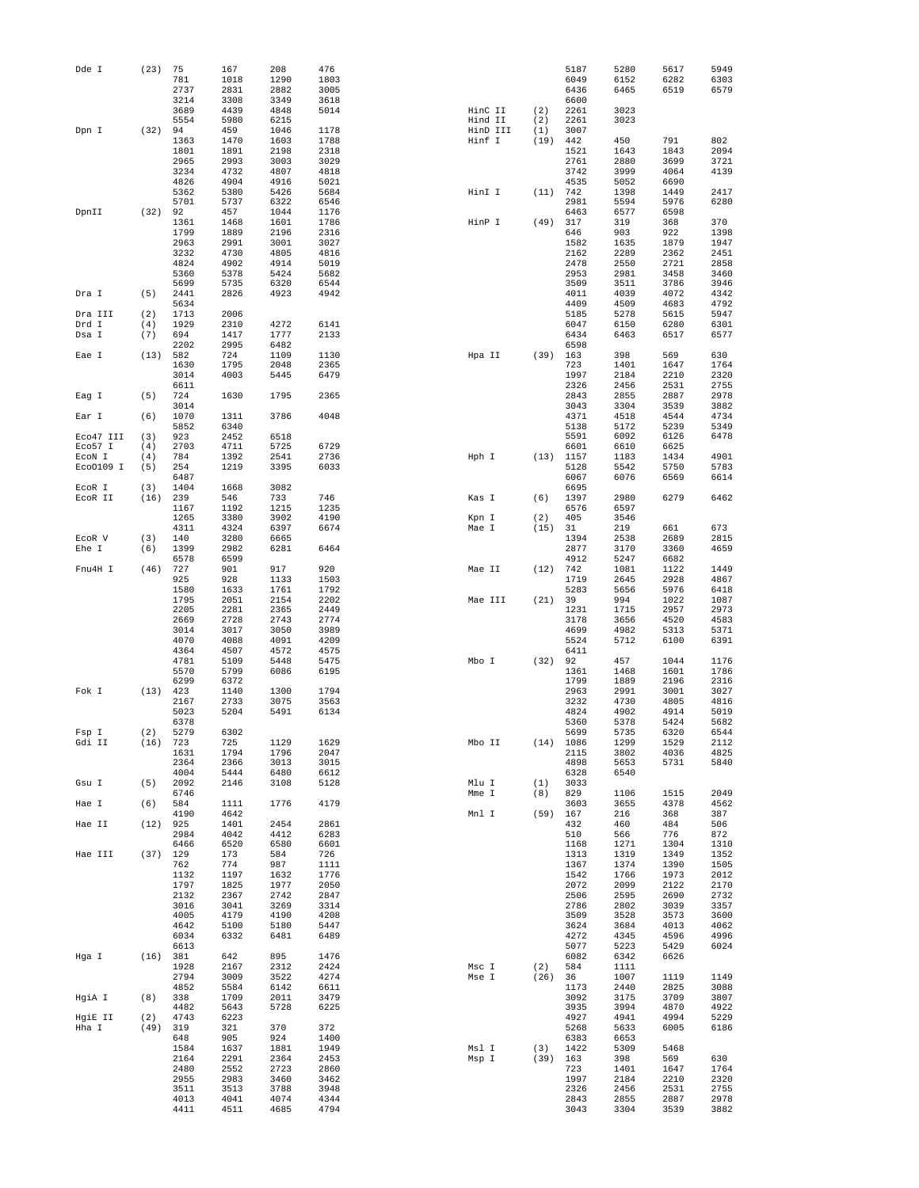```
Dde I      (23)  75     167    208    476
                 781    1018   1290   1803
                 2737   2831   2882   3005
                 3214   3308   3349   3618
                 3689   4439   4848   5014
                 5554   5980   6215
Dpn I      (32)  94     459    1046   1178
                 1363   1470   1603   1788
                 1801   1891   2198   2318
                 2965   2993   3003   3029
                 3234   4732   4807   4818
                 4826   4904   4916   5021
                 5362   5380   5426   5684
                 5701   5737   6322   6546
DpnII      (32)  92     457    1044   1176
                 1361   1468   1601   1786
                 1799   1889   2196   2316
                 2963   2991   3001   3027
                 3232   4730   4805   4816
                 4824   4902   4914   5019
                 5360   5378   5424   5682
                 5699   5735   6320   6544
Dra I      (5)   2441   2826   4923   4942
                 5634
Dra III    (2)   1713   2006
Drd I      (4)   1929   2310   4272   6141
Dsa I      (7)   694    1417   1777   2133
                 2202   2995   6482
Eae I      (13)  582    724    1109   1130
                 1630   1795   2048   2365
                 3014   4003   5445   6479
                 6611
Eag I      (5)   724    1630   1795   2365
                 3014
Ear I      (6)   1070   1311   3786   4048
                 5852   6340
Eco47 III  (3)   923    2452   6518
Eco57 I    (4)   2703   4711   5725   6729
EcoN I     (4)   784    1392   2541   2736
EcoO109 I  (5)   254    1219   3395   6033
                 6487
EcoR I     (3)   1404   1668   3082
EcoR II    (16)  239    546    733    746
                 1167   1192   1215   1235
                 1265   3380   3902   4190
                 4311   4324   6397   6674
EcoR V     (3)   140    3280   6665
Ehe I      (6)   1399   2982   6281   6464
                 6578   6599
Fnu4H I    (46)  727    901    917    920
                 925    928    1133   1503
                 1580   1633   1761   1792
                 1795   2051   2154   2202
                 2205   2281   2365   2449
                 2669   2728   2743   2774
                 3014   3017   3050   3989
                 4070   4088   4091   4209
                 4364   4507   4572   4575
                 4781   5109   5448   5475
                 5570   5799   6086   6195
                 6299   6372
Fok I      (13)  423    1140   1300   1794
                 2167   2733   3075   3563
                 5023   5204   5491   6134
                 6378
Fsp I      (2)   5279   6302
Gdi II     (16)  723    725    1129   1629
                 1631   1794   1796   2047
                 2364   2366   3013   3015
                 4004   5444   6480   6612
Gsu I      (5)   2092   2146   3108   5128
                 6746
Hae I      (6)   584    1111   1776   4179
                 4190   4642
Hae II     (12)  925    1401   2454   2861
                 2984   4042   4412   6283
                 6466   6520   6580   6601
Hae III    (37)  129    173    584    726
                 762    774    987    1111
                 1132   1197   1632   1776
                 1797   1825   1977   2050
                 2132   2367   2742   2847
                 3016   3041   3269   3314
                 4005   4179   4190   4208
                 4642   5100   5180   5447
                 6034   6332   6481   6489
                 6613
Hga I      (16)  381    642    895    1476
                 1928   2167   2312   2424
                 2794   3009   3522   4274
                 4852   5584   6142   6611
HgiA I     (8)   338    1709   2011   3479
                 4482   5643   5728   6225
HgiE II    (2)   4743   6223
Hha I      (49)  319    321    370    372
                 648    905    924    1400
                 1584   1637   1881   1949
                 2164   2291   2364   2453
                 2480   2552   2723   2860
                 2955   2983   3460   3462
                 3511   3513   3788   3948
                 4013   4041   4074   4344
                 4411   4511   4685   4794
                 5187   5280   5617   5949
                 6049   6152   6282   6303
                 6436   6465   6519   6579
                 6600
HinC II    (2)   2261   3023
Hind II    (2)   2261   3023
HinD III   (1)   3007
Hinf I     (19)  442    450    791    802
                 1521   1643   1843   2094
                 2761   2880   3699   3721
                 3742   3999   4064   4139
                 4535   5052   6690
HinI I     (11)  742    1398   1449   2417
                 2981   5594   5976   6280
                 6463   6577   6598
HinP I     (49)  317    319    368    370
                 646    903    922    1398
                 1582   1635   1879   1947
                 2162   2289   2362   2451
                 2478   2550   2721   2858
                 2953   2981   3458   3460
                 3509   3511   3786   3946
                 4011   4039   4072   4342
                 4409   4509   4683   4792
                 5185   5278   5615   5947
                 6047   6150   6280   6301
                 6434   6463   6517   6577
                 6598
Hpa II     (39)  163    398    569    630
                 723    1401   1647   1764
                 1997   2184   2210   2320
                 2326   2456   2531   2755
                 2843   2855   2887   2978
                 3043   3304   3539   3882
                 4371   4518   4544   4734
                 5138   5172   5239   5349
                 5591   6092   6126   6478
                 6601   6610   6625
Hph I      (13)  1157   1183   1434   4901
                 5128   5542   5750   5783
                 6067   6076   6569   6614
                 6695
Kas I      (6)   1397   2980   6279   6462
                 6576   6597
Kpn I      (2)   405    3546
Mae I      (15)  31     219    661    673
                 1394   2538   2689   2815
                 2877   3170   3360   4659
                 4912   5247   6682
Mae II     (12)  742    1081   1122   1449
                 1719   2645   2928   4867
                 5283   5656   5976   6418
Mae III    (21)  39     994    1022   1087
                 1231   1715   2957   2973
                 3178   3656   4520   4583
                 4699   4982   5313   5371
                 5524   5712   6100   6391
                 6411
Mbo I      (32)  92     457    1044   1176
                 1361   1468   1601   1786
                 1799   1889   2196   2316
                 2963   2991   3001   3027
                 3232   4730   4805   4816
                 4824   4902   4914   5019
                 5360   5378   5424   5682
                 5699   5735   6320   6544
Mbo II     (14)  1086   1299   1529   2112
                 2115   3802   4036   4825
                 4898   5653   5731   5840
                 6328   6540
Mlu I      (1)   3033
Mme I      (8)   829    1106   1515   2049
                 3603   3655   4378   4562
Mnl I      (59)  167    216    368    387
                 432    460    484    506
                 510    566    776    872
                 1168   1271   1304   1310
                 1313   1319   1349   1352
                 1367   1374   1390   1505
                 1542   1766   1973   2012
                 2072   2099   2122   2170
                 2506   2595   2690   2732
                 2786   2802   3039   3357
                 3509   3528   3573   3600
                 3624   3684   4013   4062
                 4272   4345   4596   4996
                 5077   5223   5429   6024
                 6082   6342   6626
Msc I      (2)   584    1111
Mse I      (26)  36     1007   1119   1149
                 1173   2440   2825   3088
                 3092   3175   3709   3807
                 3935   3994   4870   4922
                 4927   4941   4994   5229
                 5268   5633   6005   6186
                 6383   6653
Msl I      (3)   1422   5309   5468
Msp I      (39)  163    398    569    630
                 723    1401   1647   1764
                 1997   2184   2210   2320
                 2326   2456   2531   2755
                 2843   2855   2887   2978
                 3043   3304   3539   3882
```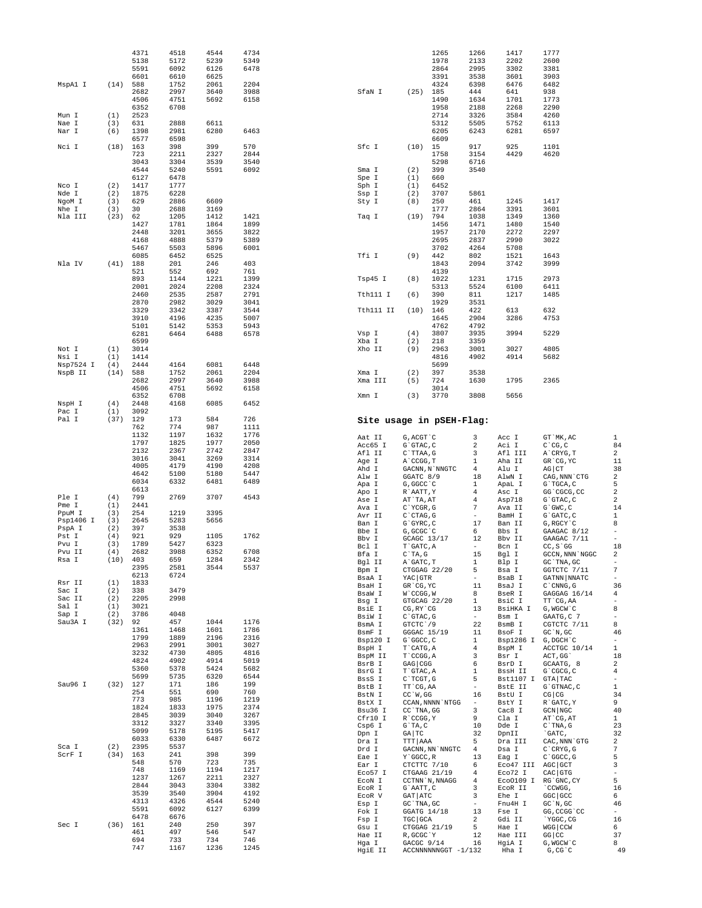```
                4371    4518    4544    4734
                5138    5172    5239    5349
                5591    6092    6126    6478
                6601    6610    6625
MspA1 I   (14)  588     1752    2061    2204
                2682    2997    3640    3988
                4506    4751    5692    6158
                6352    6708
Mun I     (1)   2523
Nae I     (3)   631     2888    6611
Nar I     (6)   1398    2981    6280    6463
                6577    6598
Nci I     (18)  163     398     399     570
                723     2211    2327    2844
                3043    3304    3539    3540
                4544    5240    5591    6092
                6127    6478
Nco I     (2)   1417    1777
Nde I     (2)   1875    6228
NgoM I    (3)   629     2886    6609
Nhe I     (3)   30      2688    3169
Nla III   (23)  62      1205    1412    1421
                1427    1781    1864    1899
                2448    3201    3655    3822
                4168    4888    5379    5389
                5467    5503    5896    6001
                6085    6452    6525
Nla IV    (41)  188     201     246     403
                521     552     692     761
                893     1144    1221    1399
                2001    2024    2208    2324
                2460    2535    2587    2791
                2870    2982    3029    3041
                3329    3342    3387    3544
                3910    4196    4235    5007
                5101    5142    5353    5943
                6281    6464    6488    6578
                6599
Not I     (1)   3014
Nsi I     (1)   1414
Nsp7524 I (4)   2444    4164    6081    6448
NspB II   (14)  588     1752    2061    2204
                2682    2997    3640    3988
                4506    4751    5692    6158
                6352    6708
NspH I    (4)   2448    4168    6085    6452
Pac I     (1)   3092
Pal I     (37)  129     173     584     726
                762     774     987     1111
                1132    1197    1632    1776
                1797    1825    1977    2050
                2132    2367    2742    2847
                3016    3041    3269    3314
                4005    4179    4190    4208
                4642    5100    5180    5447
                6034    6332    6481    6489
                6613
Ple I     (4)   799     2769    3707    4543
Pme I     (1)   2441
PpuM I    (3)   254     1219    3395
Psp1406 I (3)   2645    5283    5656
PspA I    (2)   397     3538
Pst I     (4)   921     929     1105    1762
Pvu I     (3)   1789    5427    6323
Pvu II    (4)   2682    3988    6352    6708
Rsa I     (10)  403     659     1284    2342
                2395    2581    3544    5537
                6213    6724
Rsr II    (1)   1833
Sac I     (2)   338     3479
Sac II    (2)   2205    2998
Sal I     (1)   3021
Sap I     (2)   3786    4048
Sau3A I   (32)  92      457     1044    1176
                1361    1468    1601    1786
                1799    1889    2196    2316
                2963    2991    3001    3027
                3232    4730    4805    4816
                4824    4902    4914    5019
                5360    5378    5424    5682
                5699    5735    6320    6544
Sau96 I   (32)  127     171     186     199
                254     551     690     760
                773     985     1196    1219
                1824    1833    1975    2374
                2845    3039    3040    3267
                3312    3327    3340    3395
                5099    5178    5195    5417
                6033    6330    6487    6672
Sca I     (2)   2395    5537
ScrF I    (34)  163     241     398     399
                548     570     723     735
                748     1169    1194    1217
                1237    1267    2211    2327
                2844    3043    3304    3382
                3539    3540    3904    4192
                4313    4326    4544    5240
                5591    6092    6127    6399
                6478    6676
Sec I     (36)  161     240     250     397
                461     497     546     547
                694     733     734     746
                747     1167    1236    1245

                1265    1266    1417    1777
                1978    2133    2202    2600
                2864    2995    3302    3381
                3391    3538    3601    3903
                4324    6398    6476    6482
SfaN I    (25)  185     444     641     938
                1490    1634    1701    1773
                1958    2188    2268    2290
                2714    3326    3584    4260
                5312    5505    5752    6113
                6205    6243    6281    6597
                6609
Sfc I     (10)  15      917     925     1101
                1758    3154    4429    4620
                5298    6716
Sma I     (2)   399     3540
Spe I     (1)   660
Sph I     (1)   6452
Ssp I     (2)   3707    5861
Sty I     (8)   250     461     1245    1417
                1777    2864    3391    3601
Taq I     (19)  794     1038    1349    1360
                1456    1471    1480    1540
                1957    2170    2272    2297
                2695    2837    2990    3022
                3702    4264    5708
Tfi I     (9)   442     802     1521    1643
                1843    2094    3742    3999
                4139
Tsp45 I   (8)   1022    1231    1715    2973
                5313    5524    6100    6411
Tth111 I  (6)   390     811     1217    1485
                1929    3531
Tth111 II (10)  146     422     613     632
                1645    2904    3286    4753
                4762    4792
Vsp I     (4)   3807    3935    3994    5229
Xba I     (2)   218     3359
Xho II    (9)   2963    3001    3027    4805
                4816    4902    4914    5682
                5699
Xma I     (2)   397     3538
Xma III   (5)   724     1630    1795    2365
                3014
Xmn I     (3)   3770    3808    5656
```

## Site usage in pSEH-Flag:

```
Aat II    G,ACGT`C          3     Acc I      GT`MK,AC          1
Acc65 I   G`GTAC,C          2     Aci I      C`CG,C            84
Afl II    C`TTAA,G          3     Afl III    A`CRYG,T          2
Age I     A`CCGG,T          1     Aha II     GR`CG,YC          11
Ahd I     GACNN,N`NNGTC     4     Alu I      AG|CT             38
Alw I     GGATC 8/9         18    AlwN I     CAG,NNN`CTG       2
Apa I     G,GGCC`C          1     ApaL I     G`TGCA,C          5
Apo I     R`AATT,Y          4     Asc I      GG`CGCG,CC        2
Ase I     AT`TA,AT          4     Asp718     G`GTAC,C          2
Ava I     C`YCGR,G          7     Ava II     G`GWC,C           14
Avr II    C`CTAG,G          -     BamH I     G`GATC,C          1
Ban I     G`GYRC,C          17    Ban II     G,RGCY`C          8
Bbe I     G,GCGC`C          6     Bbs I      GAAGAC 8/12       -
Bbv I     GCAGC 13/17       12    Bbv II     GAAGAC 7/11       -
Bcl I     T`GATC,A          -     Bcn I      CC,S`GG           18
Bfa I     C`TA,G            15    Bgl I      GCCN,NNN`NGGC     2
Bgl II    A`GATC,T          1     Blp I      GC`TNA,GC         -
Bpm I     CTGGAG 22/20      5     Bsa I      GGTCTC 7/11       7
BsaA I    YAC|GTR           -     BsaB I     GATNN|NNATC       -
BsaH I    GR`CG,YC          11    BsaJ I     C`CNNG,G          36
BsaW I    W`CCGG,W          8     BseR I     GAGGAG 16/14      4
Bsg I     GTGCAG 22/20      1     BsiC I     TT`CG,AA          -
BsiE I    CG,RY`CG          13    BsiHKA I   G,WGCW`C          8
BsiW I    C`GTAC,G          -     Bsm I      GAATG,C 7         -
BsmA I    GTCTC`/9          22    BsmB I     CGTCTC 7/11       8
BsmF I    GGGAC 15/19       11    BsoF I     GC`N,GC           46
Bsp120 I  G`GGCC,C          1     Bsp1286 I  G,DGCH`C          -
BspH I    T`CATG,A          4     BspM I     ACCTGC 10/14      1
BspM II   T`CCGG,A          3     Bsr I      ACT,GG`           18
BsrB I    GAG|CGG           6     BsrD I     GCAATG, 8         2
BsrG I    T`GTAC,A          1     BssH II    G`CGCG,C          4
BssS I    C`TCGT,G          5     Bst1107 I  GTA|TAC           -
BstB I    TT`CG,AA          -     BstE II    G`GTNAC,C         1
BstN I    CC`W,GG           16    BstU I     CG|CG             34
BstX I    CCAN,NNNN`NTGG    -     BstY I     R`GATC,Y          9
Bsu36 I   CC`TNA,GG         3     Cac8 I     GCN|NGC           40
Cfr10 I   R`CCGG,Y          9     Cla I      AT`CG,AT          1
Csp6 I    G`TA,C            10    Dde I      C`TNA,G           23
Dpn I     GA|TC             32    DpnII      `GATC,            32
Dra I     TTT|AAA           5     Dra III    CAC,NNN`GTG       2
Drd I     GACNN,NN`NNGTC    4     Dsa I      C`CRYG,G          7
Eae I     Y`GGCC,R          13    Eag I      C`GGCC,G          5
Ear I     CTCTTC 7/10       6     Eco47 III  AGC|GCT           3
Eco57 I   CTGAAG 21/19      4     Eco72 I    CAC|GTG           -
EcoN I    CCTNN`N,NNAGG     4     Eco0109 I  RG`GNC,CY         5
EcoR I    G`AATT,C          3     EcoR II    `CCWGG,           16
EcoR V    GAT|ATC           3     Ehe I      GGC|GCC           6
Esp I     GC`TNA,GC         -     Fnu4H I    GC`N,GC           46
Fok I     GGATG 14/18       13    Fse I      GG,CCGG`CC        -
Fsp I     TGC|GCA           2     Gdi II     `YGGC,CG          16
Gsu I     CTGGAG 21/19      5     Hae I      WGG|CCW           6
Hae II    R,GCGC`Y          12    Hae III    GG|CC             37
Hga I     GACGC 9/14        16    HgiA I     G,WGCW`C          8
HgiE II   ACCNNNNNNGGT -1/132     Hha I      G,CG`C            49
```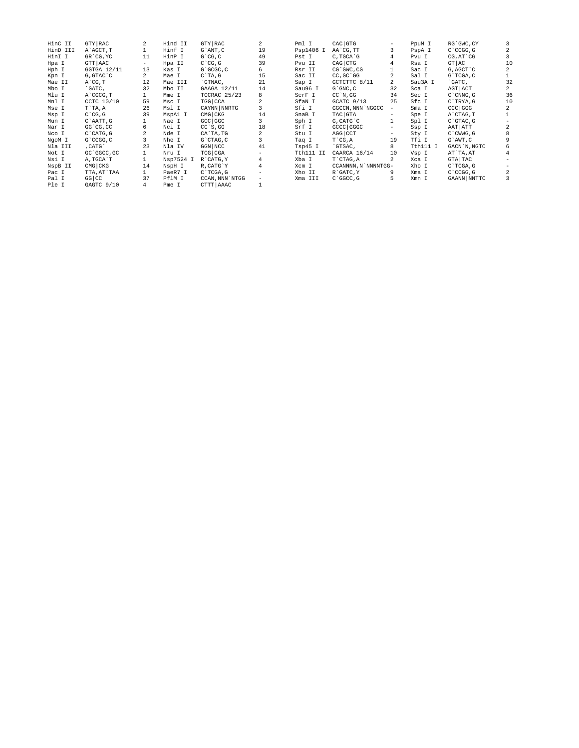| | | | | | | | | | | | |
|---|---|---|---|---|---|---|---|---|---|---|---|
| HinC II | GTY\|RAC | 2 | Hind II | GTY\|RAC | 2 | Pml I | CAC\|GTG | - | PpuM I | RG`GWC,CY | 3 |
| HinD III | A`AGCT,T | 1 | Hinf I | G`ANT,C | 19 | Psp1406 I | AA`CG,TT | 3 | PspA I | C`CCGG,G | 2 |
| HinI I | GR`CG,YC | 11 | HinP I | G`CG,C | 49 | Pst I | C,TGCA`G | 4 | Pvu I | CG,AT`CG | 3 |
| Hpa I | GTT\|AAC | - | Hpa II | C`CG,G | 39 | Pvu II | CAG\|CTG | 4 | Rsa I | GT\|AC | 10 |
| Hph I | GGTGA 12/11 | 13 | Kas I | G`GCGC,C | 6 | Rsr II | CG`GWC,CG | 1 | Sac I | G,AGCT`C | 2 |
| Kpn I | G,GTAC`C | 2 | Mae I | C`TA,G | 15 | Sac II | CC,GC`GG | 2 | Sal I | G`TCGA,C | 1 |
| Mae II | A`CG,T | 12 | Mae III | `GTNAC, | 21 | Sap I | GCTCTTC 8/11 | 2 | Sau3A I | `GATC, | 32 |
| Mbo I | `GATC, | 32 | Mbo II | GAAGA 12/11 | 14 | Sau96 I | G`GNC,C | 32 | Sca I | AGT\|ACT | 2 |
| Mlu I | A`CGCG,T | 1 | Mme I | TCCRAC 25/23 | 8 | ScrF I | CC`N,GG | 34 | Sec I | C`CNNG,G | 36 |
| Mnl I | CCTC 10/10 | 59 | Msc I | TGG\|CCA | 2 | SfaN I | GCATC 9/13 | 25 | Sfc I | C`TRYA,G | 10 |
| Mse I | T`TA,A | 26 | Msl I | CAYNN\|NNRTG | 3 | Sfi I | GGCCN,NNN`NGGCC | - | Sma I | CCC\|GGG | 2 |
| Msp I | C`CG,G | 39 | MspA1 I | CMG\|CKG | 14 | SnaB I | TAC\|GTA | - | Spe I | A`CTAG,T | 1 |
| Mun I | C`AATT,G | 1 | Nae I | GCC\|GGC | 3 | Sph I | G,CATG`C | 1 | Spl I | C`GTAC,G | - |
| Nar I | GG`CG,CC | 6 | Nci I | CC`S,GG | 18 | Srf I | GCCC\|GGGC | - | Ssp I | AAT\|ATT | 2 |
| Nco I | C`CATG,G | 2 | Nde I | CA`TA,TG | 2 | Stu I | AGG\|CCT | - | Sty I | C`CWWG,G | 8 |
| NgoM I | G`CCGG,C | 3 | Nhe I | G`CTAG,C | 3 | Taq I | T`CG,A | 19 | Tfi I | G`AWT,C | 9 |
| Nla III | ,CATG` | 23 | Nla IV | GGN\|NCC | 41 | Tsp45 I | `GTSAC, | 8 | Tth111 I | GACN`N,NGTC | 6 |
| Not I | GC`GGCC,GC | 1 | Nru I | TCG\|CGA | - | Tth111 II | CAARCA 16/14 | 10 | Vsp I | AT`TA,AT | 4 |
| Nsi I | A,TGCA`T | 1 | Nsp7524 I | R`CATG,Y | 4 | Xba I | T`CTAG,A | 2 | Xca I | GTA\|TAC | - |
| NspB II | CMG\|CKG | 14 | NspH I | R,CATG`Y | 4 | Xcm I | CCANNNN,N`NNNNTGG | - | Xho I | C`TCGA,G | - |
| Pac I | TTA,AT`TAA | 1 | PaeR7 I | C`TCGA,G | - | Xho II | R`GATC,Y | 9 | Xma I | C`CCGG,G | 2 |
| Pal I | GG\|CC | 37 | PflM I | CCAN,NNN`NTGG | - | Xma III | C`GGCC,G | 5 | Xmn I | GAANN\|NNTTC | 3 |
| Ple I | GAGTC 9/10 | 4 | Pme I | CTTT\|AAAC | 1 | | | | | | |